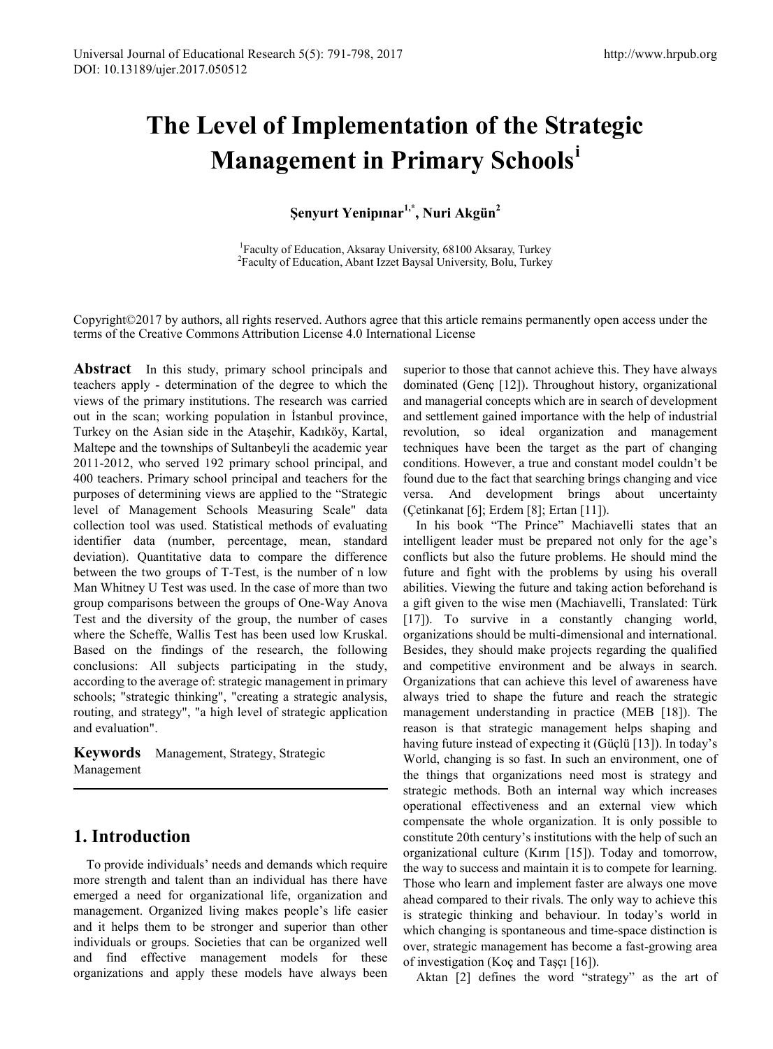# The Level of Implementation of the Strategic Management in Primary Schools[i]

**Şenyurt Yenipınar[1,*], Nuri Akgün[2]**

[1]Faculty of Education, Aksaray University, 68100 Aksaray, Turkey
[2]Faculty of Education, Abant Izzet Baysal University, Bolu, Turkey

Copyright©2017 by authors, all rights reserved. Authors agree that this article remains permanently open access under the terms of the Creative Commons Attribution License 4.0 International License

**Abstract** In this study, primary school principals and teachers apply - determination of the degree to which the views of the primary institutions. The research was carried out in the scan; working population in İstanbul province, Turkey on the Asian side in the Ataşehir, Kadıköy, Kartal, Maltepe and the townships of Sultanbeyli the academic year 2011-2012, who served 192 primary school principal, and 400 teachers. Primary school principal and teachers for the purposes of determining views are applied to the "Strategic level of Management Schools Measuring Scale" data collection tool was used. Statistical methods of evaluating identifier data (number, percentage, mean, standard deviation). Quantitative data to compare the difference between the two groups of T-Test, is the number of n low Man Whitney U Test was used. In the case of more than two group comparisons between the groups of One-Way Anova Test and the diversity of the group, the number of cases where the Scheffe, Wallis Test has been used low Kruskal. Based on the findings of the research, the following conclusions: All subjects participating in the study, according to the average of: strategic management in primary schools; "strategic thinking", "creating a strategic analysis, routing, and strategy", "a high level of strategic application and evaluation".

**Keywords** Management, Strategy, Strategic Management

## 1. Introduction

To provide individuals' needs and demands which require more strength and talent than an individual has there have emerged a need for organizational life, organization and management. Organized living makes people's life easier and it helps them to be stronger and superior than other individuals or groups. Societies that can be organized well and find effective management models for these organizations and apply these models have always been superior to those that cannot achieve this. They have always dominated (Genç [12]). Throughout history, organizational and managerial concepts which are in search of development and settlement gained importance with the help of industrial revolution, so ideal organization and management techniques have been the target as the part of changing conditions. However, a true and constant model couldn't be found due to the fact that searching brings changing and vice versa. And development brings about uncertainty (Çetinkanat [6]; Erdem [8]; Ertan [11]).

In his book "The Prince" Machiavelli states that an intelligent leader must be prepared not only for the age's conflicts but also the future problems. He should mind the future and fight with the problems by using his overall abilities. Viewing the future and taking action beforehand is a gift given to the wise men (Machiavelli, Translated: Türk [17]). To survive in a constantly changing world, organizations should be multi-dimensional and international. Besides, they should make projects regarding the qualified and competitive environment and be always in search. Organizations that can achieve this level of awareness have always tried to shape the future and reach the strategic management understanding in practice (MEB [18]). The reason is that strategic management helps shaping and having future instead of expecting it (Güçlü [13]). In today's World, changing is so fast. In such an environment, one of the things that organizations need most is strategy and strategic methods. Both an internal way which increases operational effectiveness and an external view which compensate the whole organization. It is only possible to constitute 20th century's institutions with the help of such an organizational culture (Kırım [15]). Today and tomorrow, the way to success and maintain it is to compete for learning. Those who learn and implement faster are always one move ahead compared to their rivals. The only way to achieve this is strategic thinking and behaviour. In today's world in which changing is spontaneous and time-space distinction is over, strategic management has become a fast-growing area of investigation (Koç and Taşçı [16]).

Aktan [2] defines the word "strategy" as the art of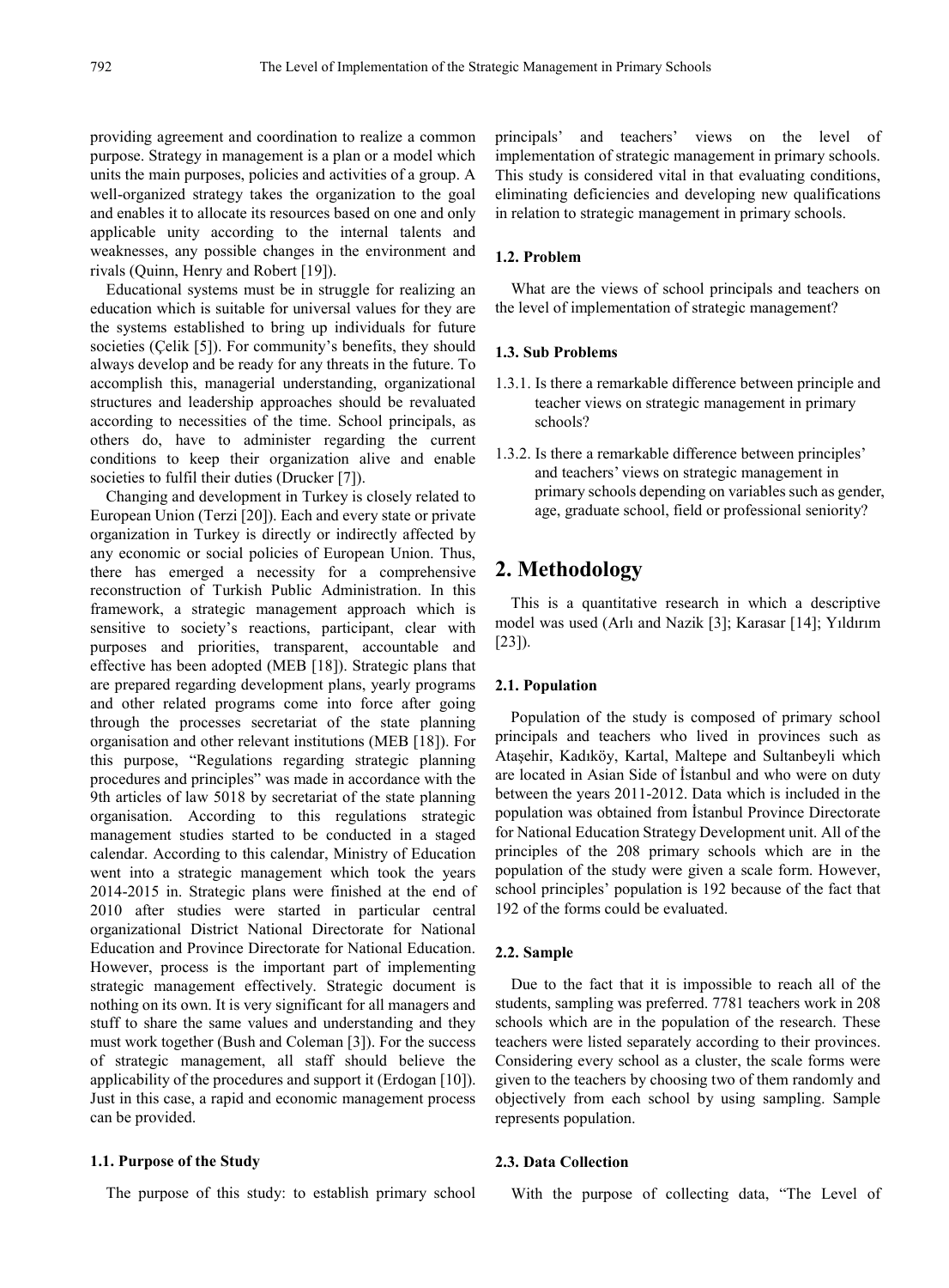providing agreement and coordination to realize a common purpose. Strategy in management is a plan or a model which units the main purposes, policies and activities of a group. A well-organized strategy takes the organization to the goal and enables it to allocate its resources based on one and only applicable unity according to the internal talents and weaknesses, any possible changes in the environment and rivals (Quinn, Henry and Robert [19]).

Educational systems must be in struggle for realizing an education which is suitable for universal values for they are the systems established to bring up individuals for future societies (Çelik [5]). For community's benefits, they should always develop and be ready for any threats in the future. To accomplish this, managerial understanding, organizational structures and leadership approaches should be revaluated according to necessities of the time. School principals, as others do, have to administer regarding the current conditions to keep their organization alive and enable societies to fulfil their duties (Drucker [7]).

Changing and development in Turkey is closely related to European Union (Terzi [20]). Each and every state or private organization in Turkey is directly or indirectly affected by any economic or social policies of European Union. Thus, there has emerged a necessity for a comprehensive reconstruction of Turkish Public Administration. In this framework, a strategic management approach which is sensitive to society's reactions, participant, clear with purposes and priorities, transparent, accountable and effective has been adopted (MEB [18]). Strategic plans that are prepared regarding development plans, yearly programs and other related programs come into force after going through the processes secretariat of the state planning organisation and other relevant institutions (MEB [18]). For this purpose, "Regulations regarding strategic planning procedures and principles" was made in accordance with the 9th articles of law 5018 by secretariat of the state planning organisation. According to this regulations strategic management studies started to be conducted in a staged calendar. According to this calendar, Ministry of Education went into a strategic management which took the years 2014-2015 in. Strategic plans were finished at the end of 2010 after studies were started in particular central organizational District National Directorate for National Education and Province Directorate for National Education. However, process is the important part of implementing strategic management effectively. Strategic document is nothing on its own. It is very significant for all managers and stuff to share the same values and understanding and they must work together (Bush and Coleman [3]). For the success of strategic management, all staff should believe the applicability of the procedures and support it (Erdogan [10]). Just in this case, a rapid and economic management process can be provided.

### 1.1. Purpose of the Study

The purpose of this study: to establish primary school principals' and teachers' views on the level of implementation of strategic management in primary schools. This study is considered vital in that evaluating conditions, eliminating deficiencies and developing new qualifications in relation to strategic management in primary schools.

### 1.2. Problem

What are the views of school principals and teachers on the level of implementation of strategic management?

### 1.3. Sub Problems

1.3.1. Is there a remarkable difference between principle and teacher views on strategic management in primary schools?

1.3.2. Is there a remarkable difference between principles' and teachers' views on strategic management in primary schools depending on variables such as gender, age, graduate school, field or professional seniority?

## 2. Methodology

This is a quantitative research in which a descriptive model was used (Arlı and Nazik [3]; Karasar [14]; Yıldırım [23]).

### 2.1. Population

Population of the study is composed of primary school principals and teachers who lived in provinces such as Ataşehir, Kadıköy, Kartal, Maltepe and Sultanbeyli which are located in Asian Side of İstanbul and who were on duty between the years 2011-2012. Data which is included in the population was obtained from İstanbul Province Directorate for National Education Strategy Development unit. All of the principles of the 208 primary schools which are in the population of the study were given a scale form. However, school principles' population is 192 because of the fact that 192 of the forms could be evaluated.

### 2.2. Sample

Due to the fact that it is impossible to reach all of the students, sampling was preferred. 7781 teachers work in 208 schools which are in the population of the research. These teachers were listed separately according to their provinces. Considering every school as a cluster, the scale forms were given to the teachers by choosing two of them randomly and objectively from each school by using sampling. Sample represents population.

### 2.3. Data Collection

With the purpose of collecting data, "The Level of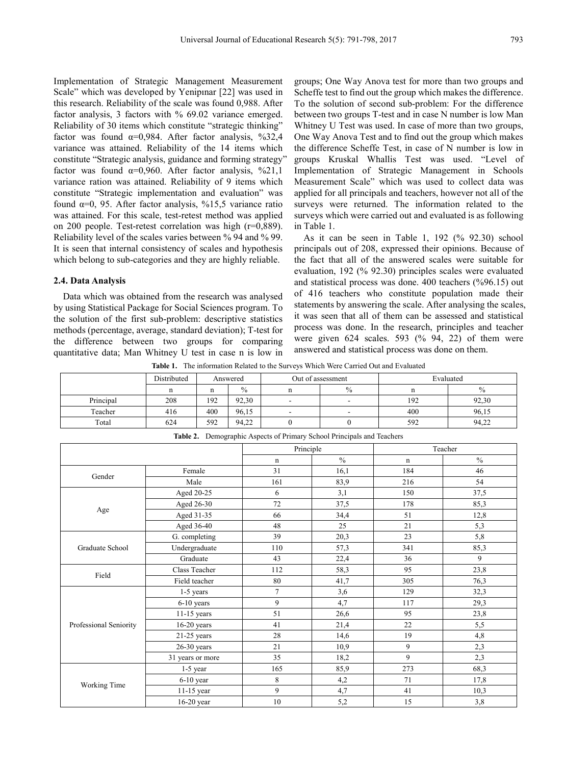Implementation of Strategic Management Measurement Scale" which was developed by Yenipınar [22] was used in this research. Reliability of the scale was found 0,988. After factor analysis, 3 factors with % 69.02 variance emerged. Reliability of 30 items which constitute "strategic thinking" factor was found α=0,984. After factor analysis, %32,4 variance was attained. Reliability of the 14 items which constitute "Strategic analysis, guidance and forming strategy" factor was found α=0,960. After factor analysis, %21,1 variance ration was attained. Reliability of 9 items which constitute "Strategic implementation and evaluation" was found α=0, 95. After factor analysis, %15,5 variance ratio was attained. For this scale, test-retest method was applied on 200 people. Test-retest correlation was high (r=0,889). Reliability level of the scales varies between % 94 and % 99. It is seen that internal consistency of scales and hypothesis which belong to sub-categories and they are highly reliable.

### 2.4. Data Analysis

Data which was obtained from the research was analysed by using Statistical Package for Social Sciences program. To the solution of the first sub-problem: descriptive statistics methods (percentage, average, standard deviation); T-test for the difference between two groups for comparing quantitative data; Man Whitney U test in case n is low in groups; One Way Anova test for more than two groups and Scheffe test to find out the group which makes the difference. To the solution of second sub-problem: For the difference between two groups T-test and in case N number is low Man Whitney U Test was used. In case of more than two groups, One Way Anova Test and to find out the group which makes the difference Scheffe Test, in case of N number is low in groups Kruskal Whallis Test was used. "Level of Implementation of Strategic Management in Schools Measurement Scale" which was used to collect data was applied for all principals and teachers, however not all of the surveys were returned. The information related to the surveys which were carried out and evaluated is as following in Table 1.

As it can be seen in Table 1, 192 (% 92.30) school principals out of 208, expressed their opinions. Because of the fact that all of the answered scales were suitable for evaluation, 192 (% 92.30) principles scales were evaluated and statistical process was done. 400 teachers (%96.15) out of 416 teachers who constitute population made their statements by answering the scale. After analysing the scales, it was seen that all of them can be assessed and statistical process was done. In the research, principles and teacher were given 624 scales. 593 (% 94, 22) of them were answered and statistical process was done on them.

**Table 1.** The information Related to the Surveys Which Were Carried Out and Evaluated

| | Distributed | Answered | | Out of assessment | | Evaluated | |
|---|---|---|---|---|---|---|---|
| | n | n | % | n | % | n | % |
| Principal | 208 | 192 | 92,30 | - | - | 192 | 92,30 |
| Teacher | 416 | 400 | 96,15 | - | - | 400 | 96,15 |
| Total | 624 | 592 | 94,22 | 0 | 0 | 592 | 94,22 |

**Table 2.** Demographic Aspects of Primary School Principals and Teachers

| | | Principle | | Teacher | |
|---|---|---|---|---|---|
| | | n | % | n | % |
| Gender | Female | 31 | 16,1 | 184 | 46 |
| | Male | 161 | 83,9 | 216 | 54 |
| Age | Aged 20-25 | 6 | 3,1 | 150 | 37,5 |
| | Aged 26-30 | 72 | 37,5 | 178 | 85,3 |
| | Aged 31-35 | 66 | 34,4 | 51 | 12,8 |
| | Aged 36-40 | 48 | 25 | 21 | 5,3 |
| Graduate School | G. completing | 39 | 20,3 | 23 | 5,8 |
| | Undergraduate | 110 | 57,3 | 341 | 85,3 |
| | Graduate | 43 | 22,4 | 36 | 9 |
| Field | Class Teacher | 112 | 58,3 | 95 | 23,8 |
| | Field teacher | 80 | 41,7 | 305 | 76,3 |
| Professional Seniority | 1-5 years | 7 | 3,6 | 129 | 32,3 |
| | 6-10 years | 9 | 4,7 | 117 | 29,3 |
| | 11-15 years | 51 | 26,6 | 95 | 23,8 |
| | 16-20 years | 41 | 21,4 | 22 | 5,5 |
| | 21-25 years | 28 | 14,6 | 19 | 4,8 |
| | 26-30 years | 21 | 10,9 | 9 | 2,3 |
| | 31 years or more | 35 | 18,2 | 9 | 2,3 |
| Working Time | 1-5 year | 165 | 85,9 | 273 | 68,3 |
| | 6-10 year | 8 | 4,2 | 71 | 17,8 |
| | 11-15 year | 9 | 4,7 | 41 | 10,3 |
| | 16-20 year | 10 | 5,2 | 15 | 3,8 |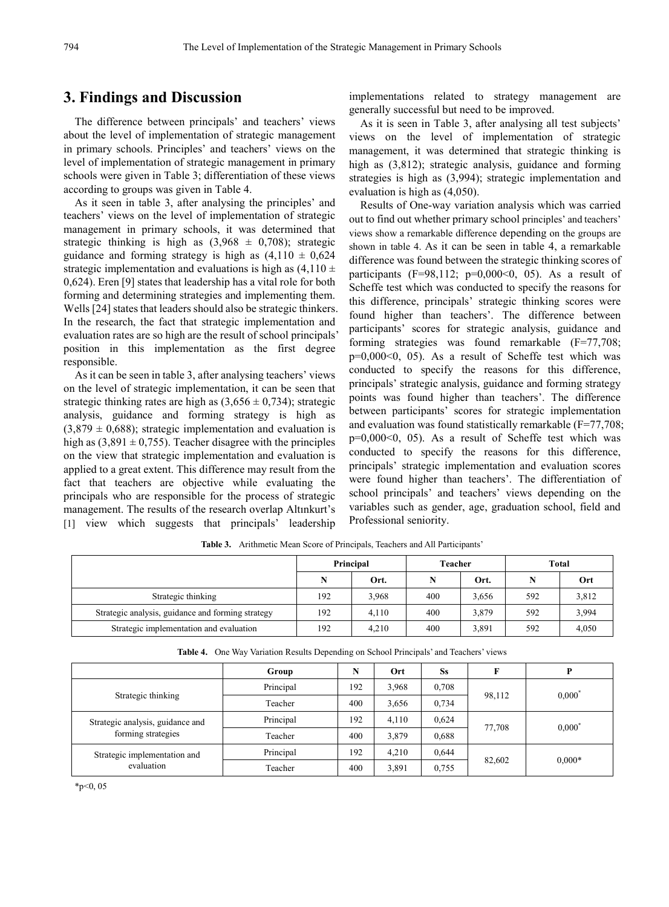# 3. Findings and Discussion

The difference between principals' and teachers' views about the level of implementation of strategic management in primary schools. Principles' and teachers' views on the level of implementation of strategic management in primary schools were given in Table 3; differentiation of these views according to groups was given in Table 4.

As it seen in table 3, after analysing the principles' and teachers' views on the level of implementation of strategic management in primary schools, it was determined that strategic thinking is high as (3,968 ± 0,708); strategic guidance and forming strategy is high as (4,110 ± 0,624 strategic implementation and evaluations is high as (4,110 ± 0,624). Eren [9] states that leadership has a vital role for both forming and determining strategies and implementing them. Wells [24] states that leaders should also be strategic thinkers. In the research, the fact that strategic implementation and evaluation rates are so high are the result of school principals' position in this implementation as the first degree responsible.

As it can be seen in table 3, after analysing teachers' views on the level of strategic implementation, it can be seen that strategic thinking rates are high as (3,656 ± 0,734); strategic analysis, guidance and forming strategy is high as (3,879 ± 0,688); strategic implementation and evaluation is high as (3,891 ± 0,755). Teacher disagree with the principles on the view that strategic implementation and evaluation is applied to a great extent. This difference may result from the fact that teachers are objective while evaluating the principals who are responsible for the process of strategic management. The results of the research overlap Altınkurt's [1] view which suggests that principals' leadership implementations related to strategy management are generally successful but need to be improved.

As it is seen in Table 3, after analysing all test subjects' views on the level of implementation of strategic management, it was determined that strategic thinking is high as (3,812); strategic analysis, guidance and forming strategies is high as (3,994); strategic implementation and evaluation is high as (4,050).

Results of One-way variation analysis which was carried out to find out whether primary school principles' and teachers' views show a remarkable difference depending on the groups are shown in table 4. As it can be seen in table 4, a remarkable difference was found between the strategic thinking scores of participants (F=98,112; p=0,000<0, 05). As a result of Scheffe test which was conducted to specify the reasons for this difference, principals' strategic thinking scores were found higher than teachers'. The difference between participants' scores for strategic analysis, guidance and forming strategies was found remarkable (F=77,708; p=0,000<0, 05). As a result of Scheffe test which was conducted to specify the reasons for this difference, principals' strategic analysis, guidance and forming strategy points was found higher than teachers'. The difference between participants' scores for strategic implementation and evaluation was found statistically remarkable (F=77,708; p=0,000<0, 05). As a result of Scheffe test which was conducted to specify the reasons for this difference, principals' strategic implementation and evaluation scores were found higher than teachers'. The differentiation of school principals' and teachers' views depending on the variables such as gender, age, graduation school, field and Professional seniority.

**Table 3.** Arithmetic Mean Score of Principals, Teachers and All Participants'

| | Principal | | Teacher | | Total | |
|---|---|---|---|---|---|---|
| | N | Ort. | N | Ort. | N | Ort |
| Strategic thinking | 192 | 3,968 | 400 | 3,656 | 592 | 3,812 |
| Strategic analysis, guidance and forming strategy | 192 | 4,110 | 400 | 3,879 | 592 | 3,994 |
| Strategic implementation and evaluation | 192 | 4,210 | 400 | 3,891 | 592 | 4,050 |

**Table 4.** One Way Variation Results Depending on School Principals' and Teachers' views

| | Group | N | Ort | Ss | F | P |
|---|---|---|---|---|---|---|
| Strategic thinking | Principal | 192 | 3,968 | 0,708 | 98,112 | 0,000* |
| | Teacher | 400 | 3,656 | 0,734 | | |
| Strategic analysis, guidance and forming strategies | Principal | 192 | 4,110 | 0,624 | 77,708 | 0,000* |
| | Teacher | 400 | 3,879 | 0,688 | | |
| Strategic implementation and evaluation | Principal | 192 | 4,210 | 0,644 | 82,602 | 0,000* |
| | Teacher | 400 | 3,891 | 0,755 | | |

*p<0, 05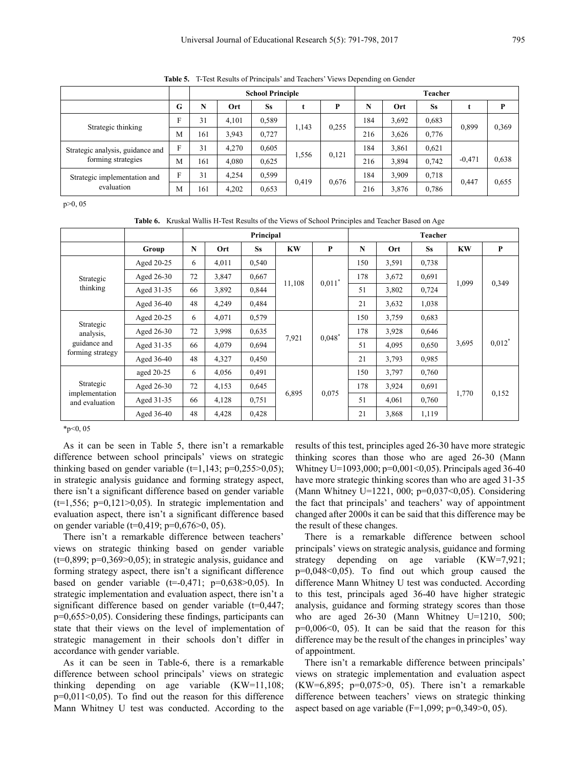**Table 5.** T-Test Results of Principals' and Teachers' Views Depending on Gender

| | | School Principle | | | | | Teacher | | | | |
|---|---|---|---|---|---|---|---|---|---|---|---|
| | G | N | Ort | Ss | t | P | N | Ort | Ss | t | P |
| Strategic thinking | F | 31 | 4,101 | 0,589 | 1,143 | 0,255 | 184 | 3,692 | 0,683 | 0,899 | 0,369 |
| | M | 161 | 3,943 | 0,727 | | | 216 | 3,626 | 0,776 | | |
| Strategic analysis, guidance and forming strategies | F | 31 | 4,270 | 0,605 | 1,556 | 0,121 | 184 | 3,861 | 0,621 | -0,471 | 0,638 |
| | M | 161 | 4,080 | 0,625 | | | 216 | 3,894 | 0,742 | | |
| Strategic implementation and evaluation | F | 31 | 4,254 | 0,599 | 0,419 | 0,676 | 184 | 3,909 | 0,718 | 0,447 | 0,655 |
| | M | 161 | 4,202 | 0,653 | | | 216 | 3,876 | 0,786 | | |

p>0, 05

**Table 6.** Kruskal Wallis H-Test Results of the Views of School Principles and Teacher Based on Age

| | | Principal | | | | | Teacher | | | | |
|---|---|---|---|---|---|---|---|---|---|---|---|
| | Group | N | Ort | Ss | KW | P | N | Ort | Ss | KW | P |
| Strategic thinking | Aged 20-25 | 6 | 4,011 | 0,540 | 11,108 | 0,011* | 150 | 3,591 | 0,738 | 1,099 | 0,349 |
| | Aged 26-30 | 72 | 3,847 | 0,667 | | | 178 | 3,672 | 0,691 | | |
| | Aged 31-35 | 66 | 3,892 | 0,844 | | | 51 | 3,802 | 0,724 | | |
| | Aged 36-40 | 48 | 4,249 | 0,484 | | | 21 | 3,632 | 1,038 | | |
| Strategic analysis, guidance and forming strategy | Aged 20-25 | 6 | 4,071 | 0,579 | 7,921 | 0,048* | 150 | 3,759 | 0,683 | 3,695 | 0,012* |
| | Aged 26-30 | 72 | 3,998 | 0,635 | | | 178 | 3,928 | 0,646 | | |
| | Aged 31-35 | 66 | 4,079 | 0,694 | | | 51 | 4,095 | 0,650 | | |
| | Aged 36-40 | 48 | 4,327 | 0,450 | | | 21 | 3,793 | 0,985 | | |
| Strategic implementation and evaluation | aged 20-25 | 6 | 4,056 | 0,491 | 6,895 | 0,075 | 150 | 3,797 | 0,760 | 1,770 | 0,152 |
| | Aged 26-30 | 72 | 4,153 | 0,645 | | | 178 | 3,924 | 0,691 | | |
| | Aged 31-35 | 66 | 4,128 | 0,751 | | | 51 | 4,061 | 0,760 | | |
| | Aged 36-40 | 48 | 4,428 | 0,428 | | | 21 | 3,868 | 1,119 | | |

*p<0, 05

As it can be seen in Table 5, there isn't a remarkable difference between school principals' views on strategic thinking based on gender variable (t=1,143; p=0,255>0,05); in strategic analysis guidance and forming strategy aspect, there isn't a significant difference based on gender variable (t=1,556; p=0,121>0,05). In strategic implementation and evaluation aspect, there isn't a significant difference based on gender variable (t=0,419; p=0,676>0, 05).

There isn't a remarkable difference between teachers' views on strategic thinking based on gender variable (t=0,899; p=0,369>0,05); in strategic analysis, guidance and forming strategy aspect, there isn't a significant difference based on gender variable (t=-0,471; p=0,638>0,05). In strategic implementation and evaluation aspect, there isn't a significant difference based on gender variable (t=0,447; p=0,655>0,05). Considering these findings, participants can state that their views on the level of implementation of strategic management in their schools don't differ in accordance with gender variable.

As it can be seen in Table-6, there is a remarkable difference between school principals' views on strategic thinking depending on age variable (KW=11,108; p=0,011<0,05). To find out the reason for this difference Mann Whitney U test was conducted. According to the results of this test, principles aged 26-30 have more strategic thinking scores than those who are aged 26-30 (Mann Whitney U=1093,000; p=0,001<0,05). Principals aged 36-40 have more strategic thinking scores than who are aged 31-35 (Mann Whitney U=1221, 000; p=0,037<0,05). Considering the fact that principals' and teachers' way of appointment changed after 2000s it can be said that this difference may be the result of these changes.

There is a remarkable difference between school principals' views on strategic analysis, guidance and forming strategy depending on age variable (KW=7,921; p=0,048<0,05). To find out which group caused the difference Mann Whitney U test was conducted. According to this test, principals aged 36-40 have higher strategic analysis, guidance and forming strategy scores than those who are aged 26-30 (Mann Whitney U=1210, 500; p=0,006<0, 05). It can be said that the reason for this difference may be the result of the changes in principles' way of appointment.

There isn't a remarkable difference between principals' views on strategic implementation and evaluation aspect (KW=6,895; p=0,075>0, 05). There isn't a remarkable difference between teachers' views on strategic thinking aspect based on age variable (F=1,099; p=0,349>0, 05).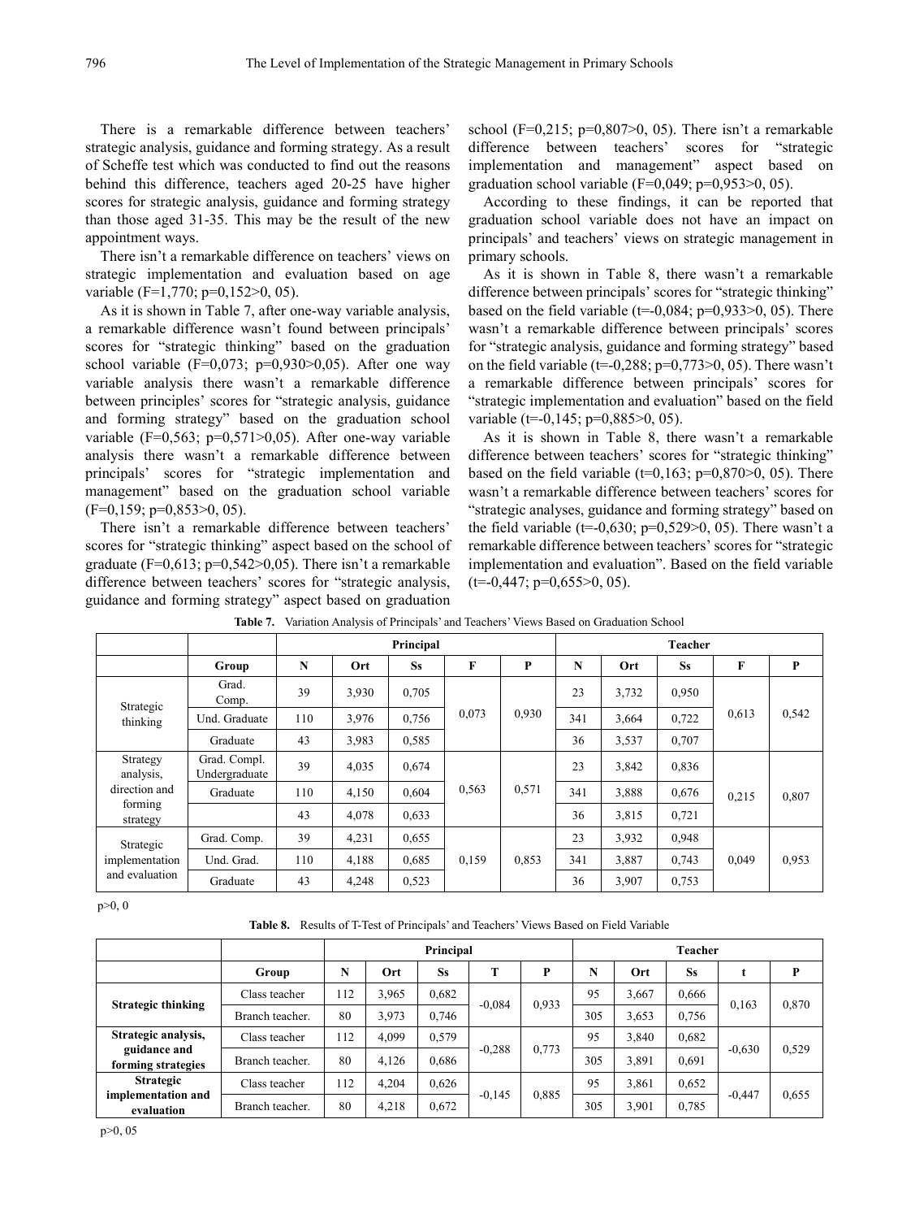There is a remarkable difference between teachers' strategic analysis, guidance and forming strategy. As a result of Scheffe test which was conducted to find out the reasons behind this difference, teachers aged 20-25 have higher scores for strategic analysis, guidance and forming strategy than those aged 31-35. This may be the result of the new appointment ways.

There isn't a remarkable difference on teachers' views on strategic implementation and evaluation based on age variable (F=1,770; p=0,152>0, 05).

As it is shown in Table 7, after one-way variable analysis, a remarkable difference wasn't found between principals' scores for "strategic thinking" based on the graduation school variable (F=0,073; p=0,930>0,05). After one way variable analysis there wasn't a remarkable difference between principles' scores for "strategic analysis, guidance and forming strategy" based on the graduation school variable (F=0,563; p=0,571>0,05). After one-way variable analysis there wasn't a remarkable difference between principals' scores for "strategic implementation and management" based on the graduation school variable (F=0,159; p=0,853>0, 05).

There isn't a remarkable difference between teachers' scores for "strategic thinking" aspect based on the school of graduate (F=0,613; p=0,542>0,05). There isn't a remarkable difference between teachers' scores for "strategic analysis, guidance and forming strategy" aspect based on graduation school (F=0,215; p=0,807>0, 05). There isn't a remarkable difference between teachers' scores for "strategic implementation and management" aspect based on graduation school variable (F=0,049; p=0,953>0, 05).

According to these findings, it can be reported that graduation school variable does not have an impact on principals' and teachers' views on strategic management in primary schools.

As it is shown in Table 8, there wasn't a remarkable difference between principals' scores for "strategic thinking" based on the field variable (t=-0,084; p=0,933>0, 05). There wasn't a remarkable difference between principals' scores for "strategic analysis, guidance and forming strategy" based on the field variable (t=-0,288; p=0,773>0, 05). There wasn't a remarkable difference between principals' scores for "strategic implementation and evaluation" based on the field variable (t=-0,145; p=0,885>0, 05).

As it is shown in Table 8, there wasn't a remarkable difference between teachers' scores for "strategic thinking" based on the field variable (t=0,163; p=0,870>0, 05). There wasn't a remarkable difference between teachers' scores for "strategic analyses, guidance and forming strategy" based on the field variable (t=-0,630; p=0,529>0, 05). There wasn't a remarkable difference between teachers' scores for "strategic implementation and evaluation". Based on the field variable (t=-0,447; p=0,655>0, 05).

**Table 7.** Variation Analysis of Principals' and Teachers' Views Based on Graduation School

| | | Principal | | | | | Teacher | | | | |
|---|---|---|---|---|---|---|---|---|---|---|---|
| | Group | N | Ort | Ss | F | P | N | Ort | Ss | F | P |
| Strategic thinking | Grad. Comp. | 39 | 3,930 | 0,705 | 0,073 | 0,930 | 23 | 3,732 | 0,950 | 0,613 | 0,542 |
| | Und. Graduate | 110 | 3,976 | 0,756 | | | 341 | 3,664 | 0,722 | | |
| | Graduate | 43 | 3,983 | 0,585 | | | 36 | 3,537 | 0,707 | | |
| Strategy analysis, direction and forming strategy | Grad. Compl. Undergraduate | 39 | 4,035 | 0,674 | 0,563 | 0,571 | 23 | 3,842 | 0,836 | 0,215 | 0,807 |
| | Graduate | 110 | 4,150 | 0,604 | | | 341 | 3,888 | 0,676 | | |
| | | 43 | 4,078 | 0,633 | | | 36 | 3,815 | 0,721 | | |
| Strategic implementation and evaluation | Grad. Comp. | 39 | 4,231 | 0,655 | 0,159 | 0,853 | 23 | 3,932 | 0,948 | 0,049 | 0,953 |
| | Und. Grad. | 110 | 4,188 | 0,685 | | | 341 | 3,887 | 0,743 | | |
| | Graduate | 43 | 4,248 | 0,523 | | | 36 | 3,907 | 0,753 | | |

p>0, 0

**Table 8.** Results of T-Test of Principals' and Teachers' Views Based on Field Variable

| | | Principal | | | | | Teacher | | | | |
|---|---|---|---|---|---|---|---|---|---|---|---|
| | Group | N | Ort | Ss | T | P | N | Ort | Ss | t | P |
| **Strategic thinking** | Class teacher | 112 | 3,965 | 0,682 | -0,084 | 0,933 | 95 | 3,667 | 0,666 | 0,163 | 0,870 |
| | Branch teacher. | 80 | 3,973 | 0,746 | | | 305 | 3,653 | 0,756 | | |
| **Strategic analysis, guidance and forming strategies** | Class teacher | 112 | 4,099 | 0,579 | -0,288 | 0,773 | 95 | 3,840 | 0,682 | -0,630 | 0,529 |
| | Branch teacher. | 80 | 4,126 | 0,686 | | | 305 | 3,891 | 0,691 | | |
| **Strategic implementation and evaluation** | Class teacher | 112 | 4,204 | 0,626 | -0,145 | 0,885 | 95 | 3,861 | 0,652 | -0,447 | 0,655 |
| | Branch teacher. | 80 | 4,218 | 0,672 | | | 305 | 3,901 | 0,785 | | |

p>0, 05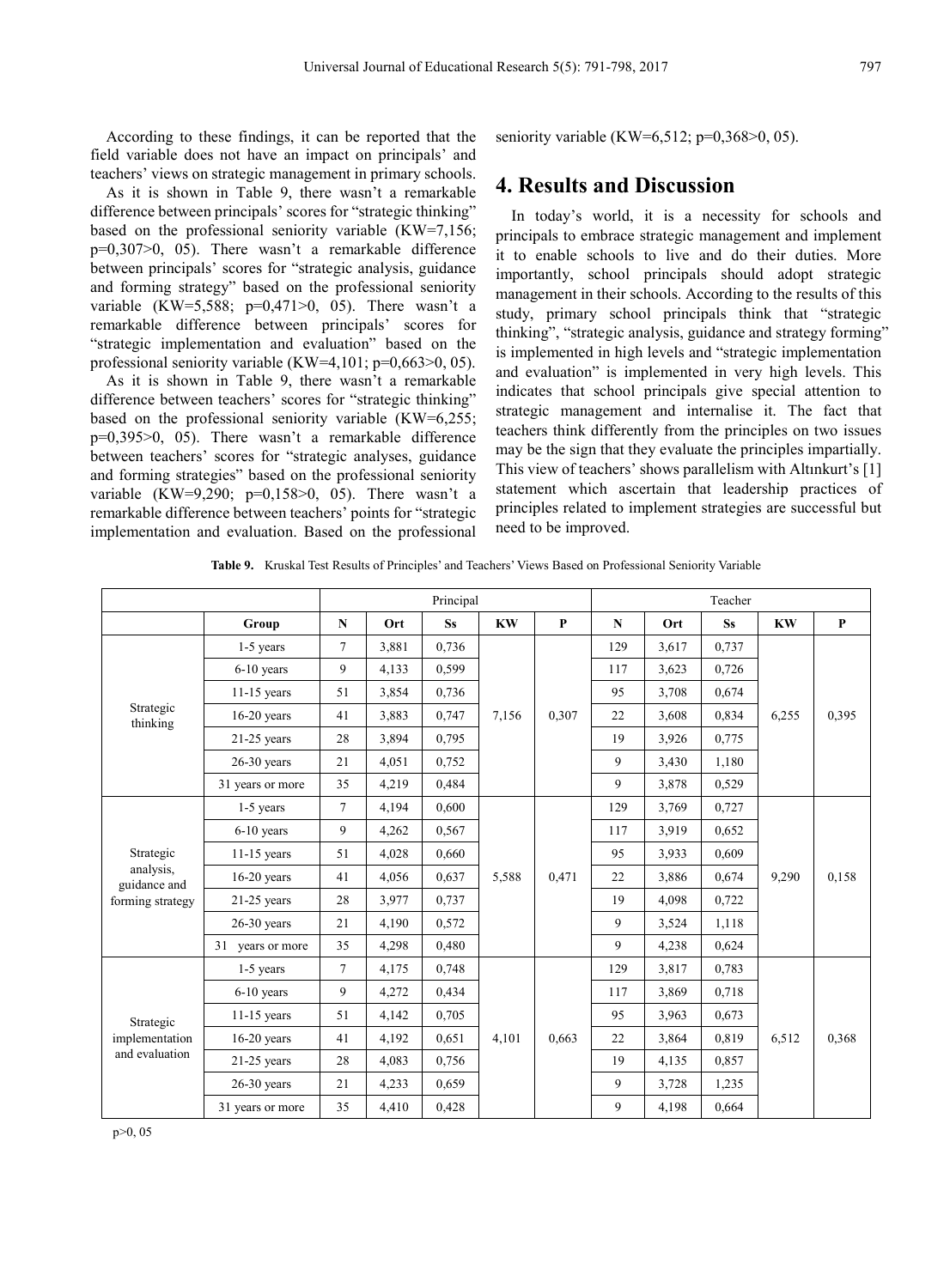According to these findings, it can be reported that the field variable does not have an impact on principals' and teachers' views on strategic management in primary schools.

As it is shown in Table 9, there wasn't a remarkable difference between principals' scores for "strategic thinking" based on the professional seniority variable (KW=7,156; p=0,307>0, 05). There wasn't a remarkable difference between principals' scores for "strategic analysis, guidance and forming strategy" based on the professional seniority variable (KW=5,588; p=0,471>0, 05). There wasn't a remarkable difference between principals' scores for "strategic implementation and evaluation" based on the professional seniority variable (KW=4,101; p=0,663>0, 05).

As it is shown in Table 9, there wasn't a remarkable difference between teachers' scores for "strategic thinking" based on the professional seniority variable (KW=6,255; p=0,395>0, 05). There wasn't a remarkable difference between teachers' scores for "strategic analyses, guidance and forming strategies" based on the professional seniority variable (KW=9,290; p=0,158>0, 05). There wasn't a remarkable difference between teachers' points for "strategic implementation and evaluation. Based on the professional seniority variable (KW=6,512; p=0,368>0, 05).

# 4. Results and Discussion

In today's world, it is a necessity for schools and principals to embrace strategic management and implement it to enable schools to live and do their duties. More importantly, school principals should adopt strategic management in their schools. According to the results of this study, primary school principals think that "strategic thinking", "strategic analysis, guidance and strategy forming" is implemented in high levels and "strategic implementation and evaluation" is implemented in very high levels. This indicates that school principals give special attention to strategic management and internalise it. The fact that teachers think differently from the principles on two issues may be the sign that they evaluate the principles impartially. This view of teachers' shows parallelism with Altınkurt's [1] statement which ascertain that leadership practices of principles related to implement strategies are successful but need to be improved.

**Table 9.** Kruskal Test Results of Principles' and Teachers' Views Based on Professional Seniority Variable

| | | Principal | | | | | Teacher | | | | |
|---|---|---|---|---|---|---|---|---|---|---|---|
| | **Group** | **N** | **Ort** | **Ss** | **KW** | **P** | **N** | **Ort** | **Ss** | **KW** | **P** |
| Strategic thinking | 1-5 years | 7 | 3,881 | 0,736 | 7,156 | 0,307 | 129 | 3,617 | 0,737 | 6,255 | 0,395 |
| | 6-10 years | 9 | 4,133 | 0,599 | | | 117 | 3,623 | 0,726 | | |
| | 11-15 years | 51 | 3,854 | 0,736 | | | 95 | 3,708 | 0,674 | | |
| | 16-20 years | 41 | 3,883 | 0,747 | | | 22 | 3,608 | 0,834 | | |
| | 21-25 years | 28 | 3,894 | 0,795 | | | 19 | 3,926 | 0,775 | | |
| | 26-30 years | 21 | 4,051 | 0,752 | | | 9 | 3,430 | 1,180 | | |
| | 31 years or more | 35 | 4,219 | 0,484 | | | 9 | 3,878 | 0,529 | | |
| Strategic analysis, guidance and forming strategy | 1-5 years | 7 | 4,194 | 0,600 | 5,588 | 0,471 | 129 | 3,769 | 0,727 | 9,290 | 0,158 |
| | 6-10 years | 9 | 4,262 | 0,567 | | | 117 | 3,919 | 0,652 | | |
| | 11-15 years | 51 | 4,028 | 0,660 | | | 95 | 3,933 | 0,609 | | |
| | 16-20 years | 41 | 4,056 | 0,637 | | | 22 | 3,886 | 0,674 | | |
| | 21-25 years | 28 | 3,977 | 0,737 | | | 19 | 4,098 | 0,722 | | |
| | 26-30 years | 21 | 4,190 | 0,572 | | | 9 | 3,524 | 1,118 | | |
| | 31 years or more | 35 | 4,298 | 0,480 | | | 9 | 4,238 | 0,624 | | |
| Strategic implementation and evaluation | 1-5 years | 7 | 4,175 | 0,748 | 4,101 | 0,663 | 129 | 3,817 | 0,783 | 6,512 | 0,368 |
| | 6-10 years | 9 | 4,272 | 0,434 | | | 117 | 3,869 | 0,718 | | |
| | 11-15 years | 51 | 4,142 | 0,705 | | | 95 | 3,963 | 0,673 | | |
| | 16-20 years | 41 | 4,192 | 0,651 | | | 22 | 3,864 | 0,819 | | |
| | 21-25 years | 28 | 4,083 | 0,756 | | | 19 | 4,135 | 0,857 | | |
| | 26-30 years | 21 | 4,233 | 0,659 | | | 9 | 3,728 | 1,235 | | |
| | 31 years or more | 35 | 4,410 | 0,428 | | | 9 | 4,198 | 0,664 | | |

p>0, 05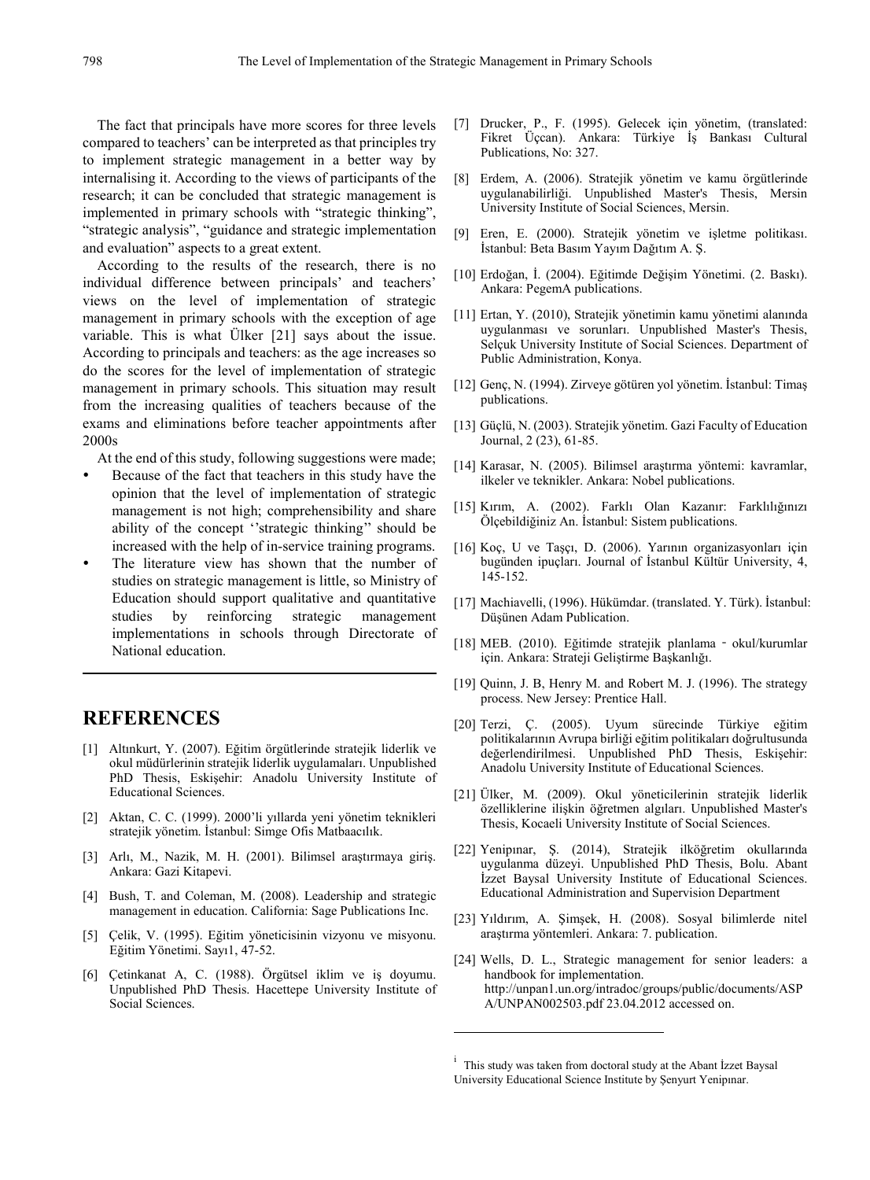The fact that principals have more scores for three levels compared to teachers' can be interpreted as that principles try to implement strategic management in a better way by internalising it. According to the views of participants of the research; it can be concluded that strategic management is implemented in primary schools with "strategic thinking", "strategic analysis", "guidance and strategic implementation and evaluation" aspects to a great extent.

According to the results of the research, there is no individual difference between principals' and teachers' views on the level of implementation of strategic management in primary schools with the exception of age variable. This is what Ülker [21] says about the issue. According to principals and teachers: as the age increases so do the scores for the level of implementation of strategic management in primary schools. This situation may result from the increasing qualities of teachers because of the exams and eliminations before teacher appointments after 2000s

At the end of this study, following suggestions were made;

- Because of the fact that teachers in this study have the opinion that the level of implementation of strategic management is not high; comprehensibility and share ability of the concept ''strategic thinking'' should be increased with the help of in-service training programs.
- The literature view has shown that the number of studies on strategic management is little, so Ministry of Education should support qualitative and quantitative studies by reinforcing strategic management implementations in schools through Directorate of National education.

# REFERENCES

[1] Altınkurt, Y. (2007). Eğitim örgütlerinde stratejik liderlik ve okul müdürlerinin stratejik liderlik uygulamaları. Unpublished PhD Thesis, Eskişehir: Anadolu University Institute of Educational Sciences.

[2] Aktan, C. C. (1999). 2000'li yıllarda yeni yönetim teknikleri stratejik yönetim. İstanbul: Simge Ofis Matbaacılık.

[3] Arlı, M., Nazik, M. H. (2001). Bilimsel araştırmaya giriş. Ankara: Gazi Kitapevi.

[4] Bush, T. and Coleman, M. (2008). Leadership and strategic management in education. California: Sage Publications Inc.

[5] Çelik, V. (1995). Eğitim yöneticisinin vizyonu ve misyonu. Eğitim Yönetimi. Sayı1, 47-52.

[6] Çetinkanat A, C. (1988). Örgütsel iklim ve iş doyumu. Unpublished PhD Thesis. Hacettepe University Institute of Social Sciences.

[7] Drucker, P., F. (1995). Gelecek için yönetim, (translated: Fikret Üççan). Ankara: Türkiye İş Bankası Cultural Publications, No: 327.

[8] Erdem, A. (2006). Stratejik yönetim ve kamu örgütlerinde uygulanabilirliği. Unpublished Master's Thesis, Mersin University Institute of Social Sciences, Mersin.

[9] Eren, E. (2000). Stratejik yönetim ve işletme politikası. İstanbul: Beta Basım Yayım Dağıtım A. Ş.

[10] Erdoğan, İ. (2004). Eğitimde Değişim Yönetimi. (2. Baskı). Ankara: PegemA publications.

[11] Ertan, Y. (2010), Stratejik yönetimin kamu yönetimi alanında uygulanması ve sorunları. Unpublished Master's Thesis, Selçuk University Institute of Social Sciences. Department of Public Administration, Konya.

[12] Genç, N. (1994). Zirveye götüren yol yönetim. İstanbul: Timaş publications.

[13] Güçlü, N. (2003). Stratejik yönetim. Gazi Faculty of Education Journal, 2 (23), 61-85.

[14] Karasar, N. (2005). Bilimsel araştırma yöntemi: kavramlar, ilkeler ve teknikler. Ankara: Nobel publications.

[15] Kırım, A. (2002). Farklı Olan Kazanır: Farklılığınızı Ölçebildiğiniz An. İstanbul: Sistem publications.

[16] Koç, U ve Taşçı, D. (2006). Yarının organizasyonları için bugünden ipuçları. Journal of İstanbul Kültür University, 4, 145-152.

[17] Machiavelli, (1996). Hükümdar. (translated. Y. Türk). İstanbul: Düşünen Adam Publication.

[18] MEB. (2010). Eğitimde stratejik planlama ‐ okul/kurumlar için. Ankara: Strateji Geliştirme Başkanlığı.

[19] Quinn, J. B, Henry M. and Robert M. J. (1996). The strategy process. New Jersey: Prentice Hall.

[20] Terzi, Ç. (2005). Uyum sürecinde Türkiye eğitim politikalarının Avrupa birliği eğitim politikaları doğrultusunda değerlendirilmesi. Unpublished PhD Thesis, Eskişehir: Anadolu University Institute of Educational Sciences.

[21] Ülker, M. (2009). Okul yöneticilerinin stratejik liderlik özelliklerine ilişkin öğretmen algıları. Unpublished Master's Thesis, Kocaeli University Institute of Social Sciences.

[22] Yenipınar, Ş. (2014), Stratejik ilköğretim okullarında uygulanma düzeyi. Unpublished PhD Thesis, Bolu. Abant İzzet Baysal University Institute of Educational Sciences. Educational Administration and Supervision Department

[23] Yıldırım, A. Şimşek, H. (2008). Sosyal bilimlerde nitel araştırma yöntemleri. Ankara: 7. publication.

[24] Wells, D. L., Strategic management for senior leaders: a handbook for implementation. http://unpan1.un.org/intradoc/groups/public/documents/ASPA/UNPAN002503.pdf 23.04.2012 accessed on.

[i] This study was taken from doctoral study at the Abant İzzet Baysal University Educational Science Institute by Şenyurt Yenipınar.